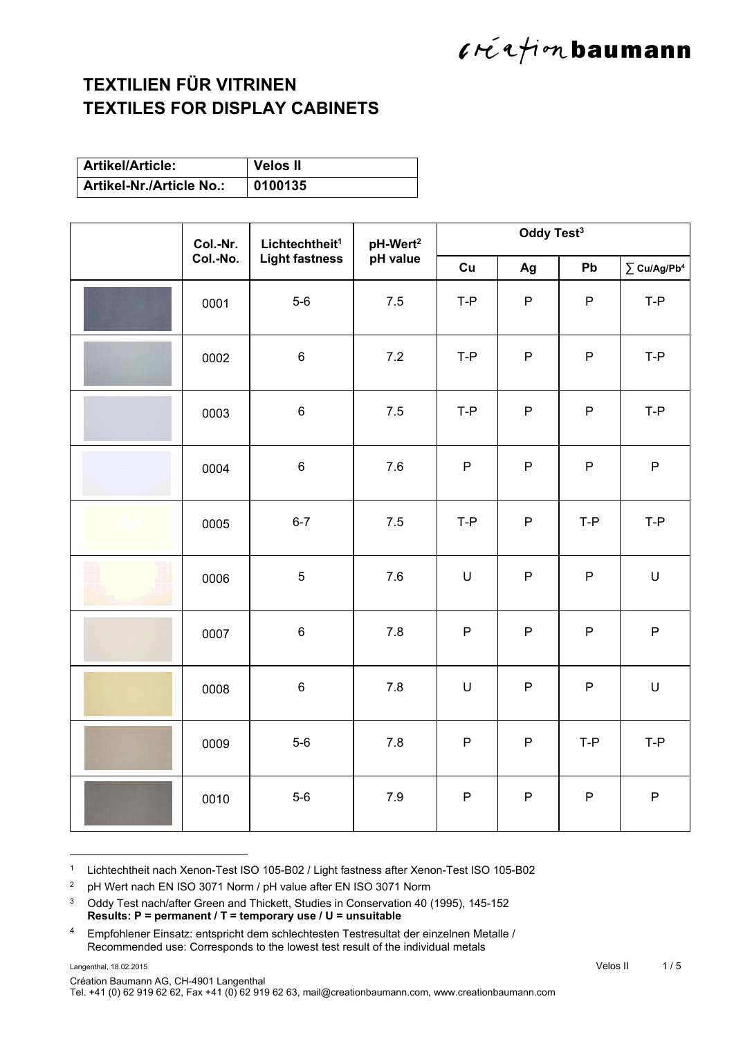# TEXTILIEN FÜR VITRINEN
# TEXTILES FOR DISPLAY CABINETS

| Artikel/Article: | Velos II |
|---|---|
| Artikel-Nr./Article No.: | 0100135 |

| | Col.-Nr. Col.-No. | Lichtechtheit[1] Light fastness | pH-Wert[2] pH value | Oddy Test[3] | | | |
|---|---|---|---|---|---|---|---|
| | | | | Cu | Ag | Pb | ∑ Cu/Ag/Pb[4] |
| | 0001 | 5-6 | 7.5 | T-P | P | P | T-P |
| | 0002 | 6 | 7.2 | T-P | P | P | T-P |
| | 0003 | 6 | 7.5 | T-P | P | P | T-P |
| | 0004 | 6 | 7.6 | P | P | P | P |
| | 0005 | 6-7 | 7.5 | T-P | P | T-P | T-P |
| | 0006 | 5 | 7.6 | U | P | P | U |
| | 0007 | 6 | 7.8 | P | P | P | P |
| | 0008 | 6 | 7.8 | U | P | P | U |
| | 0009 | 5-6 | 7.8 | P | P | T-P | T-P |
| | 0010 | 5-6 | 7.9 | P | P | P | P |

[1] Lichtechtheit nach Xenon-Test ISO 105-B02 / Light fastness after Xenon-Test ISO 105-B02

[2] pH Wert nach EN ISO 3071 Norm / pH value after EN ISO 3071 Norm

[3] Oddy Test nach/after Green and Thickett, Studies in Conservation 40 (1995), 145-152
**Results: P = permanent / T = temporary use / U = unsuitable**

[4] Empfohlener Einsatz: entspricht dem schlechtesten Testresultat der einzelnen Metalle / Recommended use: Corresponds to the lowest test result of the individual metals

Langenthal, 18.02.2015

Création Baumann AG, CH-4901 Langenthal
Tel. +41 (0) 62 919 62 62, Fax +41 (0) 62 919 62 63, mail@creationbaumann.com, www.creationbaumann.com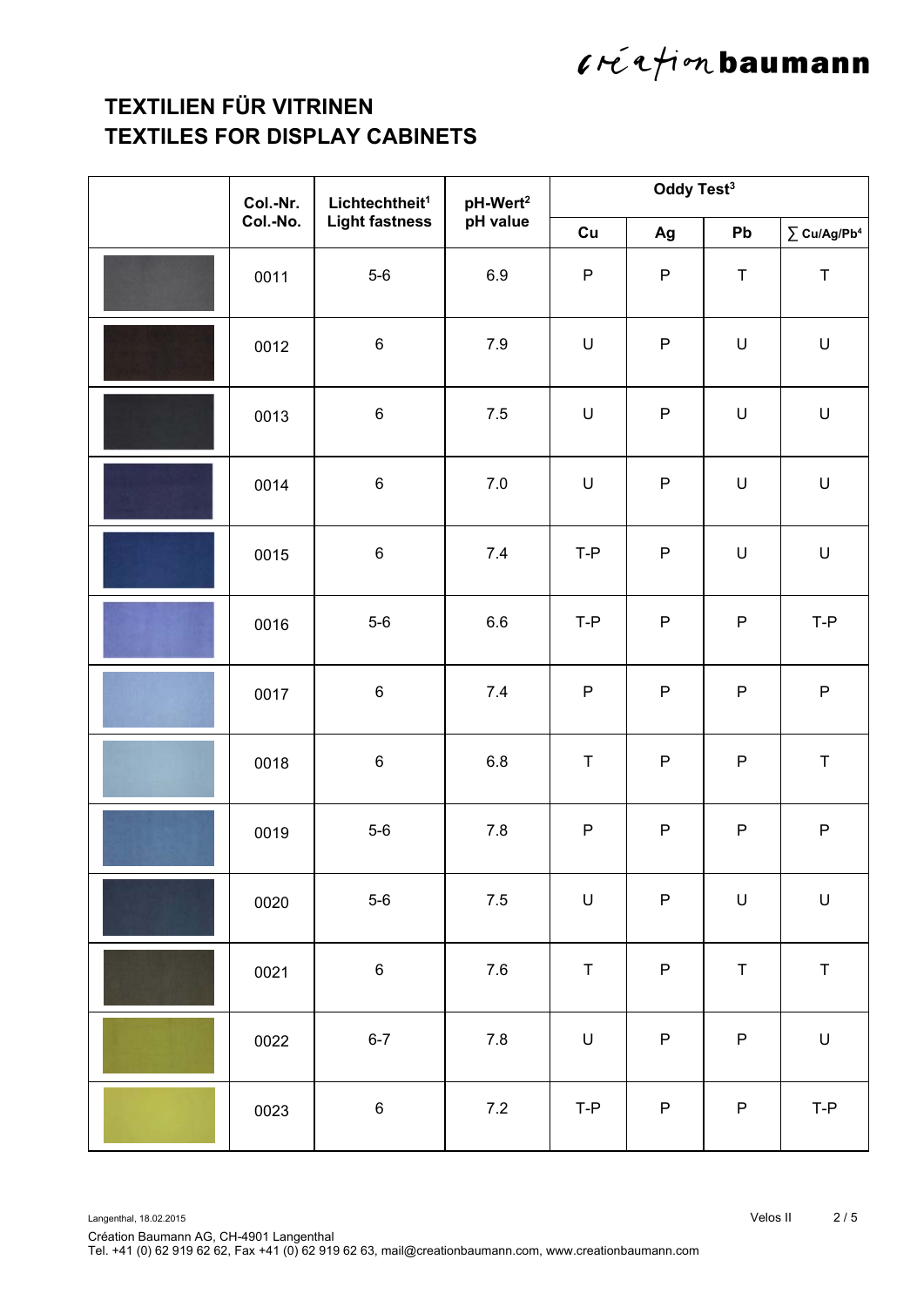# TEXTILIEN FÜR VITRINEN
# TEXTILES FOR DISPLAY CABINETS

| | Col.-Nr. Col.-No. | Lichtechtheit[1] Light fastness | pH-Wert[2] pH value | Oddy Test[3] | | | |
|---|---|---|---|---|---|---|---|
| | | | | Cu | Ag | Pb | ∑ Cu/Ag/Pb[4] |
| | 0011 | 5-6 | 6.9 | P | P | T | T |
| | 0012 | 6 | 7.9 | U | P | U | U |
| | 0013 | 6 | 7.5 | U | P | U | U |
| | 0014 | 6 | 7.0 | U | P | U | U |
| | 0015 | 6 | 7.4 | T-P | P | U | U |
| | 0016 | 5-6 | 6.6 | T-P | P | P | T-P |
| | 0017 | 6 | 7.4 | P | P | P | P |
| | 0018 | 6 | 6.8 | T | P | P | T |
| | 0019 | 5-6 | 7.8 | P | P | P | P |
| | 0020 | 5-6 | 7.5 | U | P | U | U |
| | 0021 | 6 | 7.6 | T | P | T | T |
| | 0022 | 6-7 | 7.8 | U | P | P | U |
| | 0023 | 6 | 7.2 | T-P | P | P | T-P |

Langenthal, 18.02.2015

Velos II

Création Baumann AG, CH-4901 Langenthal
Tel. +41 (0) 62 919 62 62, Fax +41 (0) 62 919 62 63, mail@creationbaumann.com, www.creationbaumann.com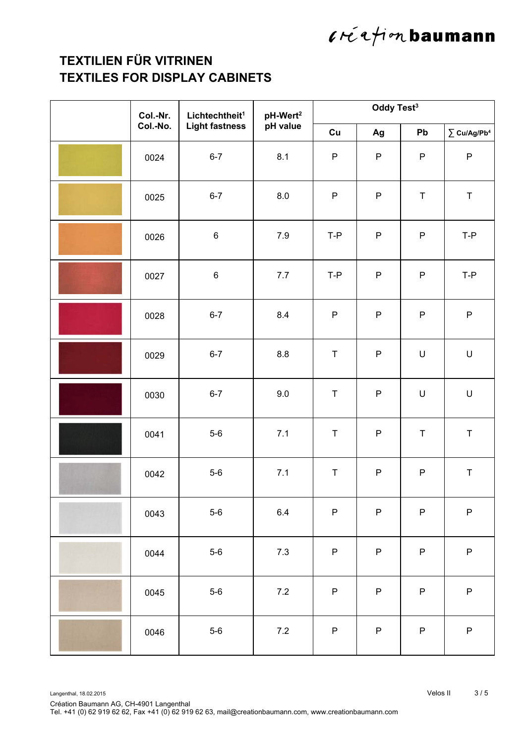# TEXTILIEN FÜR VITRINEN
# TEXTILES FOR DISPLAY CABINETS

| | Col.-Nr.<br>Col.-No. | Lichtechtheit[1]<br>Light fastness | pH-Wert[2]<br>pH value | Oddy Test[3] | | | |
|---|---|---|---|---|---|---|---|
| | | | | Cu | Ag | Pb | ∑ Cu/Ag/Pb[4] |
| | 0024 | 6-7 | 8.1 | P | P | P | P |
| | 0025 | 6-7 | 8.0 | P | P | T | T |
| | 0026 | 6 | 7.9 | T-P | P | P | T-P |
| | 0027 | 6 | 7.7 | T-P | P | P | T-P |
| | 0028 | 6-7 | 8.4 | P | P | P | P |
| | 0029 | 6-7 | 8.8 | T | P | U | U |
| | 0030 | 6-7 | 9.0 | T | P | U | U |
| | 0041 | 5-6 | 7.1 | T | P | T | T |
| | 0042 | 5-6 | 7.1 | T | P | P | T |
| | 0043 | 5-6 | 6.4 | P | P | P | P |
| | 0044 | 5-6 | 7.3 | P | P | P | P |
| | 0045 | 5-6 | 7.2 | P | P | P | P |
| | 0046 | 5-6 | 7.2 | P | P | P | P |

Langenthal, 18.02.2015

Velos II

Création Baumann AG, CH-4901 Langenthal
Tel. +41 (0) 62 919 62 62, Fax +41 (0) 62 919 62 63, mail@creationbaumann.com, www.creationbaumann.com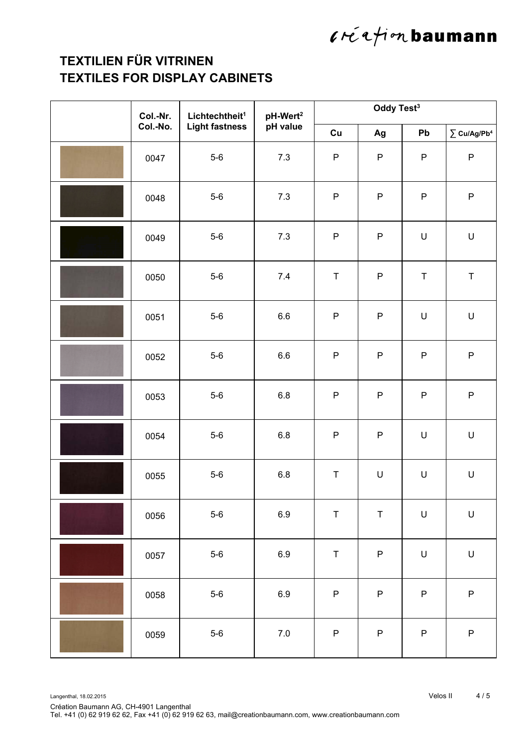# TEXTILIEN FÜR VITRINEN
# TEXTILES FOR DISPLAY CABINETS

| | Col.-Nr. Col.-No. | Lichtechtheit[1] Light fastness | pH-Wert[2] pH value | Oddy Test[3] | | | |
|---|---|---|---|---|---|---|---|
| | | | | Cu | Ag | Pb | ∑ Cu/Ag/Pb[4] |
| | 0047 | 5-6 | 7.3 | P | P | P | P |
| | 0048 | 5-6 | 7.3 | P | P | P | P |
| | 0049 | 5-6 | 7.3 | P | P | U | U |
| | 0050 | 5-6 | 7.4 | T | P | T | T |
| | 0051 | 5-6 | 6.6 | P | P | U | U |
| | 0052 | 5-6 | 6.6 | P | P | P | P |
| | 0053 | 5-6 | 6.8 | P | P | P | P |
| | 0054 | 5-6 | 6.8 | P | P | U | U |
| | 0055 | 5-6 | 6.8 | T | U | U | U |
| | 0056 | 5-6 | 6.9 | T | T | U | U |
| | 0057 | 5-6 | 6.9 | T | P | U | U |
| | 0058 | 5-6 | 6.9 | P | P | P | P |
| | 0059 | 5-6 | 7.0 | P | P | P | P |

Langenthal, 18.02.2015

Velos II

Création Baumann AG, CH-4901 Langenthal
Tel. +41 (0) 62 919 62 62, Fax +41 (0) 62 919 62 63, mail@creationbaumann.com, www.creationbaumann.com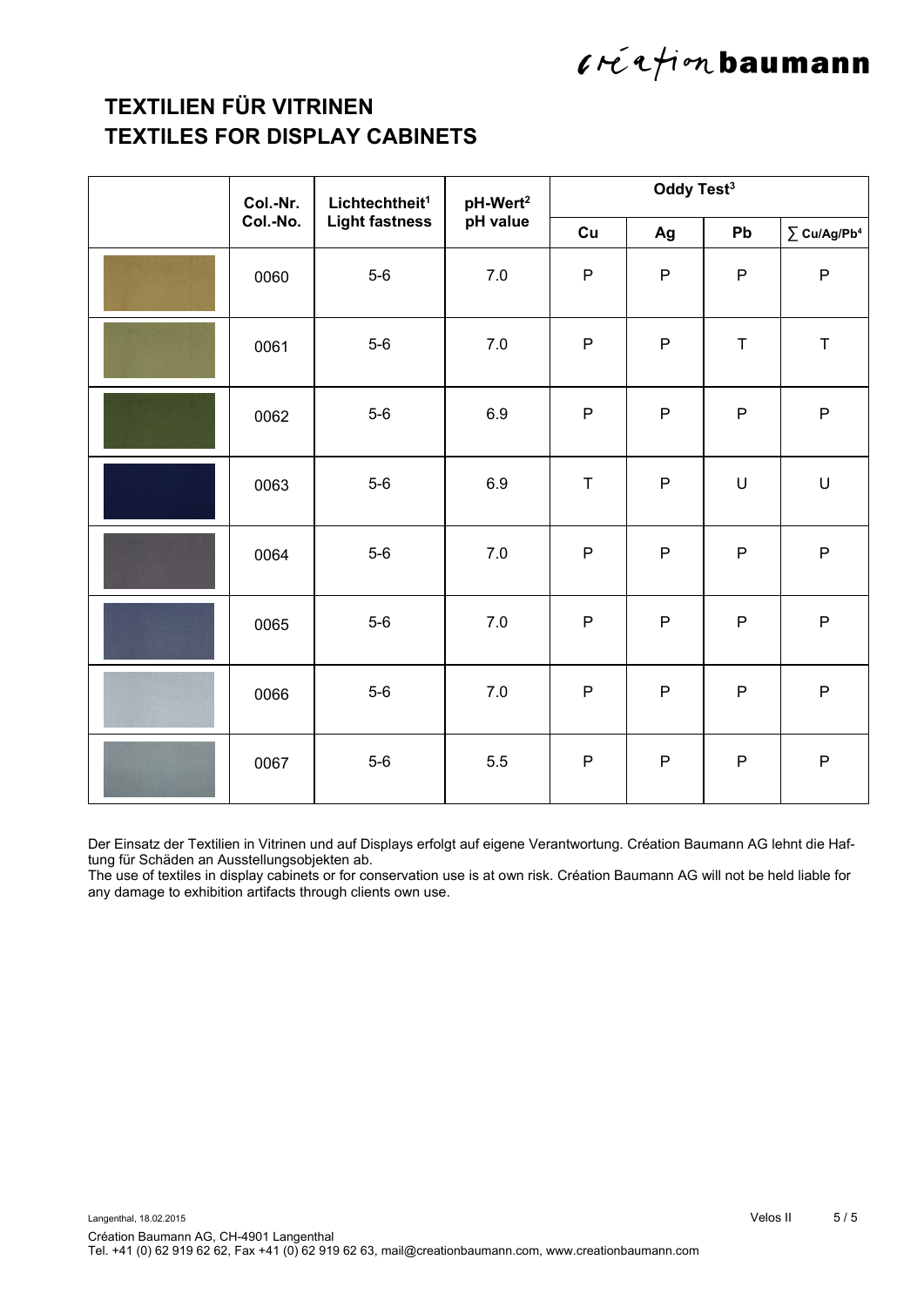# TEXTILIEN FÜR VITRINEN
# TEXTILES FOR DISPLAY CABINETS

| | Col.-Nr. Col.-No. | Lichtechtheit[1] Light fastness | pH-Wert[2] pH value | Oddy Test[3] | | | |
|---|---|---|---|---|---|---|---|
| | | | | Cu | Ag | Pb | ∑ Cu/Ag/Pb[4] |
| | 0060 | 5-6 | 7.0 | P | P | P | P |
| | 0061 | 5-6 | 7.0 | P | P | T | T |
| | 0062 | 5-6 | 6.9 | P | P | P | P |
| | 0063 | 5-6 | 6.9 | T | P | U | U |
| | 0064 | 5-6 | 7.0 | P | P | P | P |
| | 0065 | 5-6 | 7.0 | P | P | P | P |
| | 0066 | 5-6 | 7.0 | P | P | P | P |
| | 0067 | 5-6 | 5.5 | P | P | P | P |

Der Einsatz der Textilien in Vitrinen und auf Displays erfolgt auf eigene Verantwortung. Création Baumann AG lehnt die Haftung für Schäden an Ausstellungsobjekten ab.
The use of textiles in display cabinets or for conservation use is at own risk. Création Baumann AG will not be held liable for any damage to exhibition artifacts through clients own use.

Langenthal, 18.02.2015

Velos II

Création Baumann AG, CH-4901 Langenthal
Tel. +41 (0) 62 919 62 62, Fax +41 (0) 62 919 62 63, mail@creationbaumann.com, www.creationbaumann.com